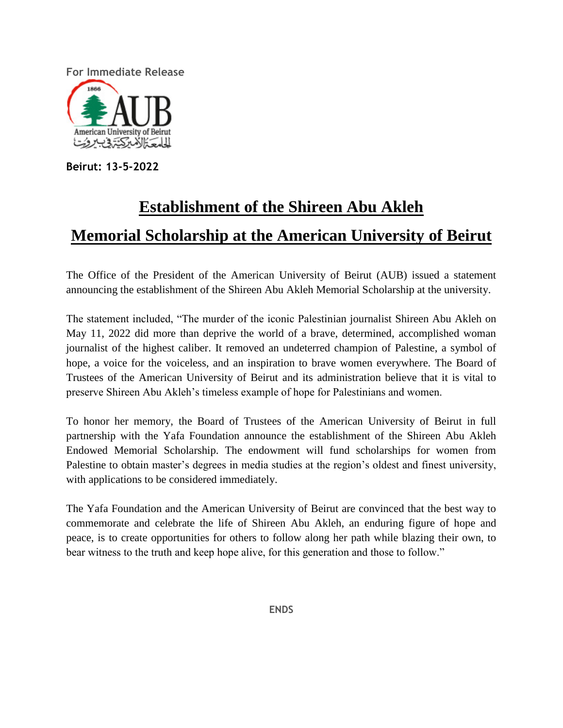For Immediate Release

**Beirut: 13-5-2022**

# Establishment of the Shireen Abu Akleh Memorial Scholarship at the American University of Beirut

The Office of the President of the American University of Beirut (AUB) issued a statement announcing the establishment of the Shireen Abu Akleh Memorial Scholarship at the university.

The statement included, "The murder of the iconic Palestinian journalist Shireen Abu Akleh on May 11, 2022 did more than deprive the world of a brave, determined, accomplished woman journalist of the highest caliber. It removed an undeterred champion of Palestine, a symbol of hope, a voice for the voiceless, and an inspiration to brave women everywhere. The Board of Trustees of the American University of Beirut and its administration believe that it is vital to preserve Shireen Abu Akleh's timeless example of hope for Palestinians and women.

To honor her memory, the Board of Trustees of the American University of Beirut in full partnership with the Yafa Foundation announce the establishment of the Shireen Abu Akleh Endowed Memorial Scholarship. The endowment will fund scholarships for women from Palestine to obtain master's degrees in media studies at the region's oldest and finest university, with applications to be considered immediately.

The Yafa Foundation and the American University of Beirut are convinced that the best way to commemorate and celebrate the life of Shireen Abu Akleh, an enduring figure of hope and peace, is to create opportunities for others to follow along her path while blazing their own, to bear witness to the truth and keep hope alive, for this generation and those to follow."

**ENDS**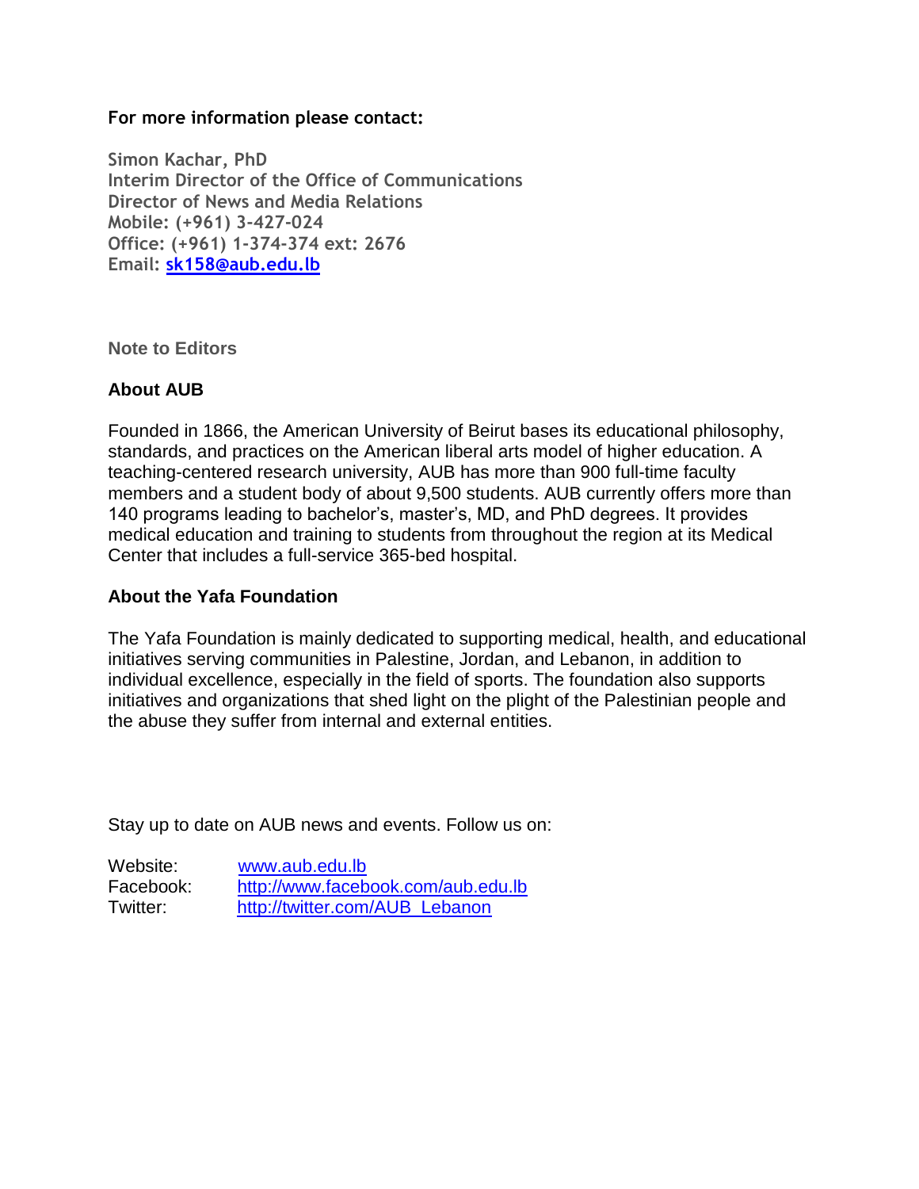**For more information please contact:**

**Simon Kachar, PhD**
**Interim Director of the Office of Communications**
**Director of News and Media Relations**
**Mobile: (+961) 3-427-024**
**Office: (+961) 1-374-374 ext: 2676**
**Email: [sk158@aub.edu.lb](mailto:sk158@aub.edu.lb)**

**Note to Editors**

**About AUB**

Founded in 1866, the American University of Beirut bases its educational philosophy, standards, and practices on the American liberal arts model of higher education. A teaching-centered research university, AUB has more than 900 full-time faculty members and a student body of about 9,500 students. AUB currently offers more than 140 programs leading to bachelor's, master's, MD, and PhD degrees. It provides medical education and training to students from throughout the region at its Medical Center that includes a full-service 365-bed hospital.

**About the Yafa Foundation**

The Yafa Foundation is mainly dedicated to supporting medical, health, and educational initiatives serving communities in Palestine, Jordan, and Lebanon, in addition to individual excellence, especially in the field of sports. The foundation also supports initiatives and organizations that shed light on the plight of the Palestinian people and the abuse they suffer from internal and external entities.

Stay up to date on AUB news and events. Follow us on:

| | |
|---|---|
| Website: | www.aub.edu.lb |
| Facebook: | http://www.facebook.com/aub.edu.lb |
| Twitter: | http://twitter.com/AUB_Lebanon |